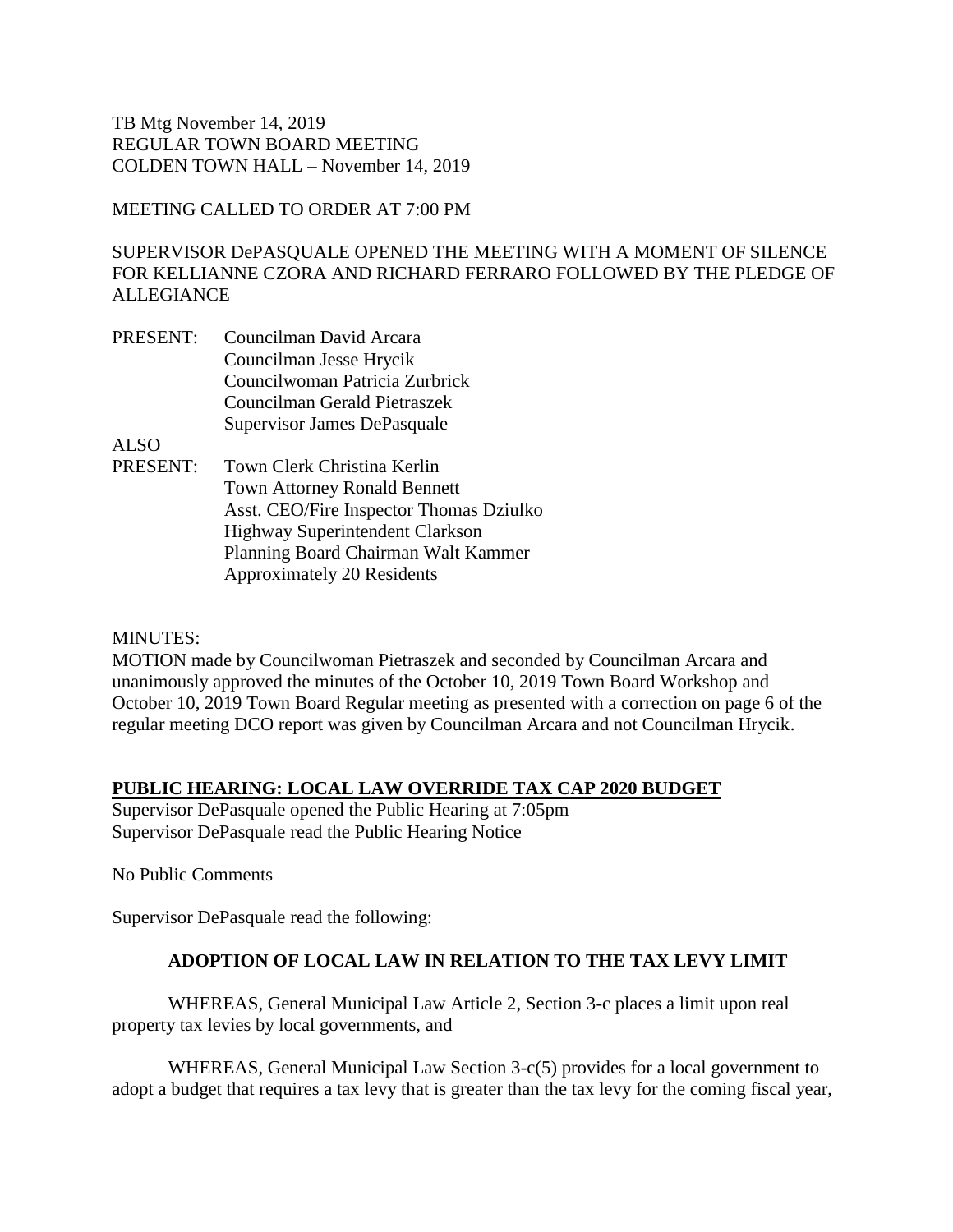TB Mtg November 14, 2019
REGULAR TOWN BOARD MEETING
COLDEN TOWN HALL – November 14, 2019

MEETING CALLED TO ORDER AT 7:00 PM

SUPERVISOR DePASQUALE OPENED THE MEETING WITH A MOMENT OF SILENCE FOR KELLIANNE CZORA AND RICHARD FERRARO FOLLOWED BY THE PLEDGE OF ALLEGIANCE

PRESENT: Councilman David Arcara
Councilman Jesse Hrycik
Councilwoman Patricia Zurbrick
Councilman Gerald Pietraszek
Supervisor James DePasquale

ALSO PRESENT: Town Clerk Christina Kerlin
Town Attorney Ronald Bennett
Asst. CEO/Fire Inspector Thomas Dziulko
Highway Superintendent Clarkson
Planning Board Chairman Walt Kammer
Approximately 20 Residents

MINUTES:
MOTION made by Councilwoman Pietraszek and seconded by Councilman Arcara and unanimously approved the minutes of the October 10, 2019 Town Board Workshop and October 10, 2019 Town Board Regular meeting as presented with a correction on page 6 of the regular meeting DCO report was given by Councilman Arcara and not Councilman Hrycik.

**PUBLIC HEARING: LOCAL LAW OVERRIDE TAX CAP 2020 BUDGET**
Supervisor DePasquale opened the Public Hearing at 7:05pm
Supervisor DePasquale read the Public Hearing Notice

No Public Comments

Supervisor DePasquale read the following:

**ADOPTION OF LOCAL LAW IN RELATION TO THE TAX LEVY LIMIT**

WHEREAS, General Municipal Law Article 2, Section 3-c places a limit upon real property tax levies by local governments, and

WHEREAS, General Municipal Law Section 3-c(5) provides for a local government to adopt a budget that requires a tax levy that is greater than the tax levy for the coming fiscal year,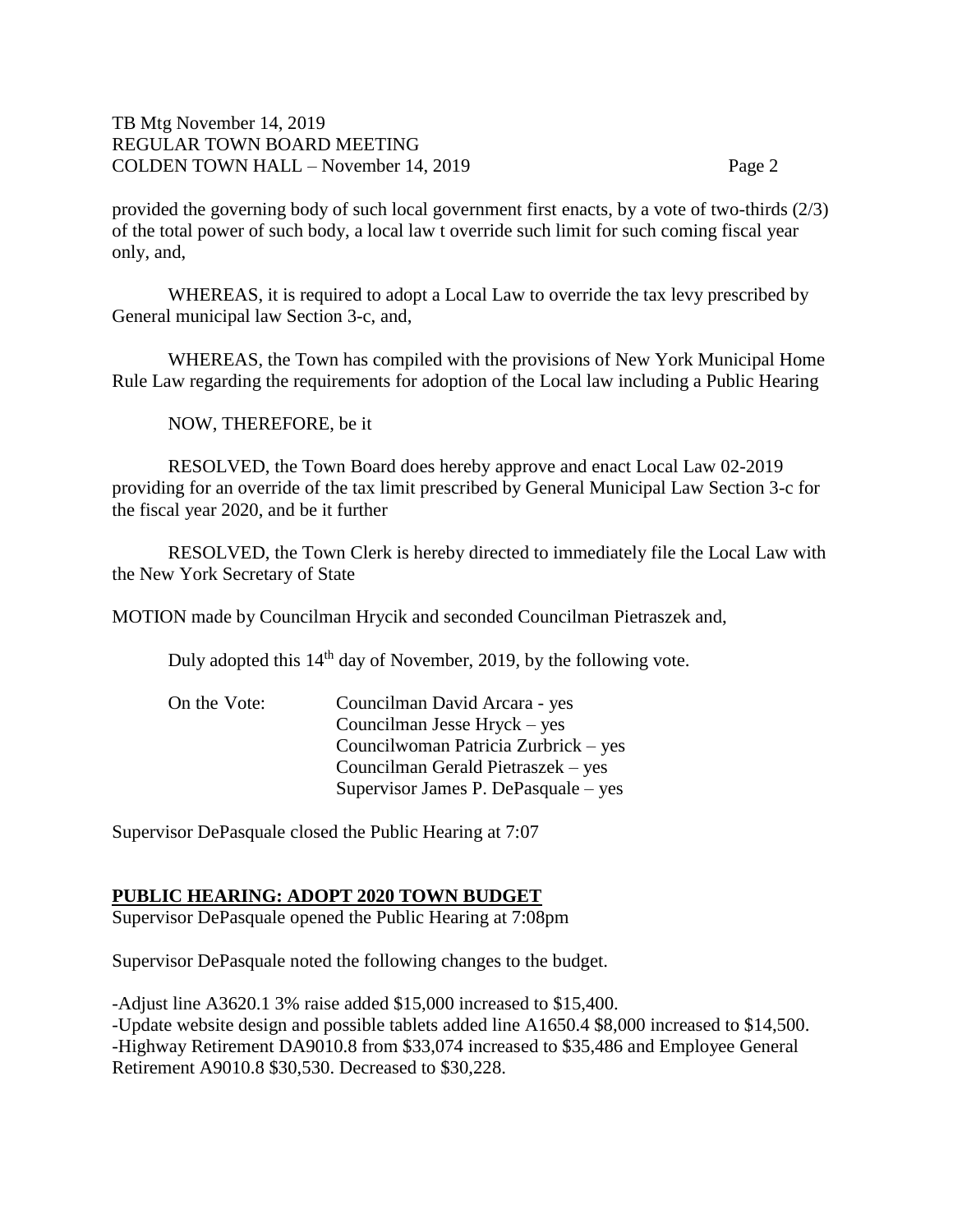provided the governing body of such local government first enacts, by a vote of two-thirds (2/3) of the total power of such body, a local law t override such limit for such coming fiscal year only, and,

WHEREAS, it is required to adopt a Local Law to override the tax levy prescribed by General municipal law Section 3-c, and,

WHEREAS, the Town has compiled with the provisions of New York Municipal Home Rule Law regarding the requirements for adoption of the Local law including a Public Hearing

NOW, THEREFORE, be it

RESOLVED, the Town Board does hereby approve and enact Local Law 02-2019 providing for an override of the tax limit prescribed by General Municipal Law Section 3-c for the fiscal year 2020, and be it further

RESOLVED, the Town Clerk is hereby directed to immediately file the Local Law with the New York Secretary of State

MOTION made by Councilman Hrycik and seconded Councilman Pietraszek and,

Duly adopted this 14th day of November, 2019, by the following vote.

On the Vote: Councilman David Arcara - yes
Councilman Jesse Hryck – yes
Councilwoman Patricia Zurbrick – yes
Councilman Gerald Pietraszek – yes
Supervisor James P. DePasquale – yes

Supervisor DePasquale closed the Public Hearing at 7:07

## PUBLIC HEARING: ADOPT 2020 TOWN BUDGET

Supervisor DePasquale opened the Public Hearing at 7:08pm

Supervisor DePasquale noted the following changes to the budget.

-Adjust line A3620.1 3% raise added $15,000 increased to $15,400.
-Update website design and possible tablets added line A1650.4 $8,000 increased to $14,500.
-Highway Retirement DA9010.8 from $33,074 increased to $35,486 and Employee General Retirement A9010.8 $30,530. Decreased to $30,228.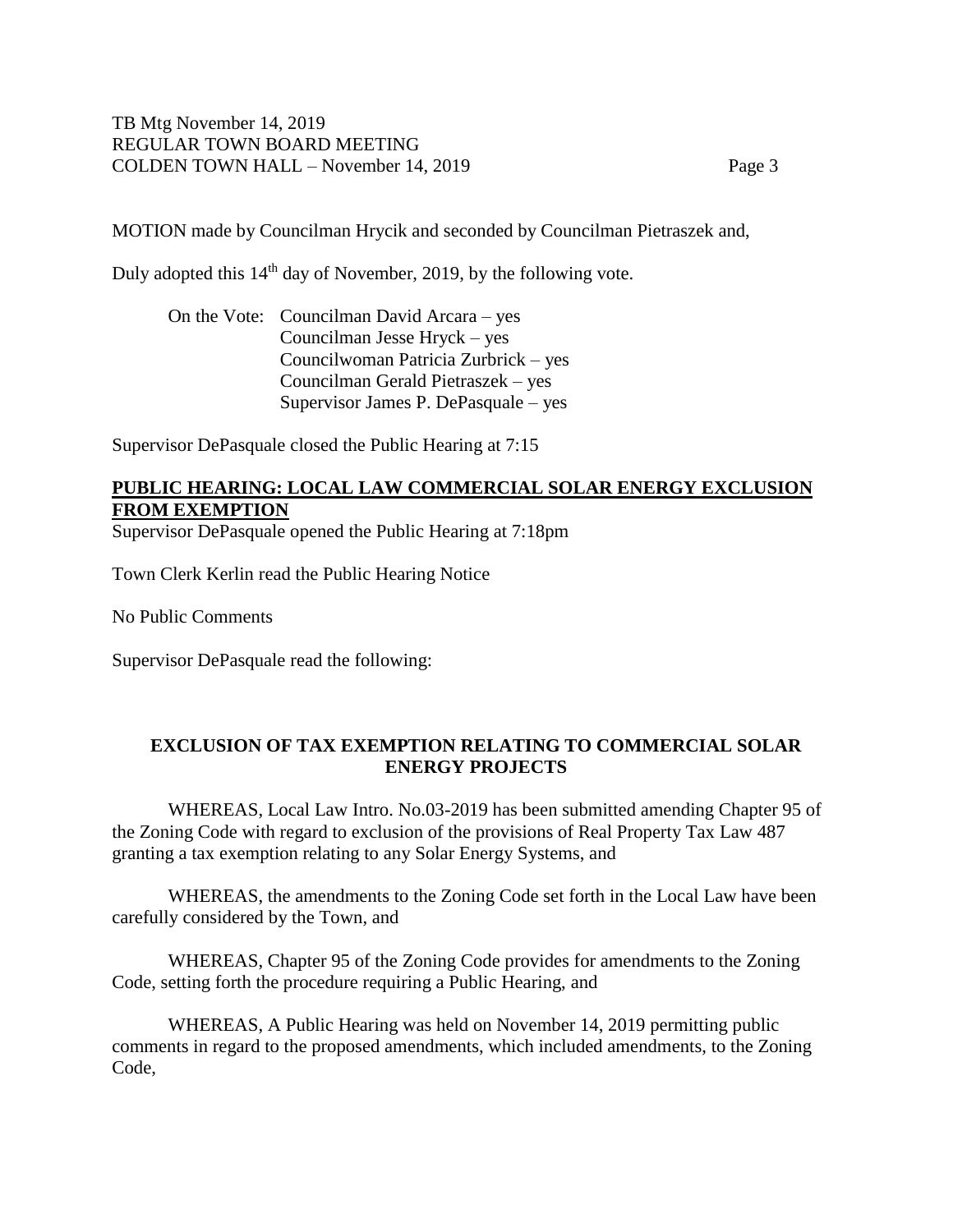MOTION made by Councilman Hrycik and seconded by Councilman Pietraszek and,

Duly adopted this 14th day of November, 2019, by the following vote.

On the Vote: Councilman David Arcara – yes
Councilman Jesse Hryck – yes
Councilwoman Patricia Zurbrick – yes
Councilman Gerald Pietraszek – yes
Supervisor James P. DePasquale – yes

Supervisor DePasquale closed the Public Hearing at 7:15

**PUBLIC HEARING: LOCAL LAW COMMERCIAL SOLAR ENERGY EXCLUSION FROM EXEMPTION**

Supervisor DePasquale opened the Public Hearing at 7:18pm

Town Clerk Kerlin read the Public Hearing Notice

No Public Comments

Supervisor DePasquale read the following:

**EXCLUSION OF TAX EXEMPTION RELATING TO COMMERCIAL SOLAR ENERGY PROJECTS**

WHEREAS, Local Law Intro. No.03-2019 has been submitted amending Chapter 95 of the Zoning Code with regard to exclusion of the provisions of Real Property Tax Law 487 granting a tax exemption relating to any Solar Energy Systems, and

WHEREAS, the amendments to the Zoning Code set forth in the Local Law have been carefully considered by the Town, and

WHEREAS, Chapter 95 of the Zoning Code provides for amendments to the Zoning Code, setting forth the procedure requiring a Public Hearing, and

WHEREAS, A Public Hearing was held on November 14, 2019 permitting public comments in regard to the proposed amendments, which included amendments, to the Zoning Code,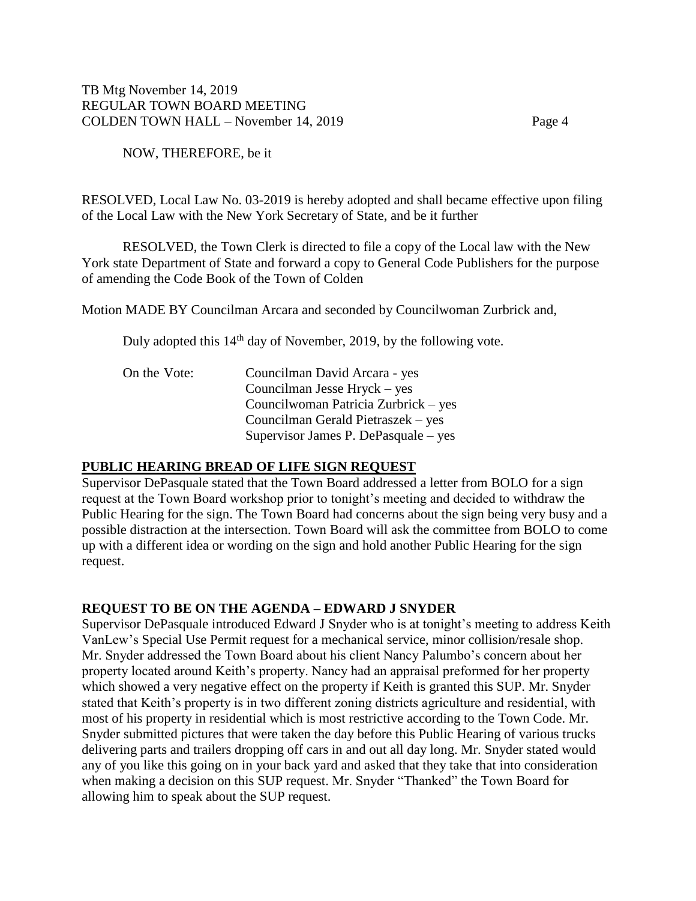NOW, THEREFORE, be it

RESOLVED, Local Law No. 03-2019 is hereby adopted and shall became effective upon filing of the Local Law with the New York Secretary of State, and be it further

RESOLVED, the Town Clerk is directed to file a copy of the Local law with the New York state Department of State and forward a copy to General Code Publishers for the purpose of amending the Code Book of the Town of Colden

Motion MADE BY Councilman Arcara and seconded by Councilwoman Zurbrick and,

Duly adopted this 14th day of November, 2019, by the following vote.

On the Vote: Councilman David Arcara - yes
Councilman Jesse Hryck – yes
Councilwoman Patricia Zurbrick – yes
Councilman Gerald Pietraszek – yes
Supervisor James P. DePasquale – yes

## PUBLIC HEARING BREAD OF LIFE SIGN REQUEST

Supervisor DePasquale stated that the Town Board addressed a letter from BOLO for a sign request at the Town Board workshop prior to tonight's meeting and decided to withdraw the Public Hearing for the sign. The Town Board had concerns about the sign being very busy and a possible distraction at the intersection. Town Board will ask the committee from BOLO to come up with a different idea or wording on the sign and hold another Public Hearing for the sign request.

## REQUEST TO BE ON THE AGENDA – EDWARD J SNYDER

Supervisor DePasquale introduced Edward J Snyder who is at tonight's meeting to address Keith VanLew's Special Use Permit request for a mechanical service, minor collision/resale shop. Mr. Snyder addressed the Town Board about his client Nancy Palumbo's concern about her property located around Keith's property. Nancy had an appraisal preformed for her property which showed a very negative effect on the property if Keith is granted this SUP. Mr. Snyder stated that Keith's property is in two different zoning districts agriculture and residential, with most of his property in residential which is most restrictive according to the Town Code. Mr. Snyder submitted pictures that were taken the day before this Public Hearing of various trucks delivering parts and trailers dropping off cars in and out all day long. Mr. Snyder stated would any of you like this going on in your back yard and asked that they take that into consideration when making a decision on this SUP request. Mr. Snyder "Thanked" the Town Board for allowing him to speak about the SUP request.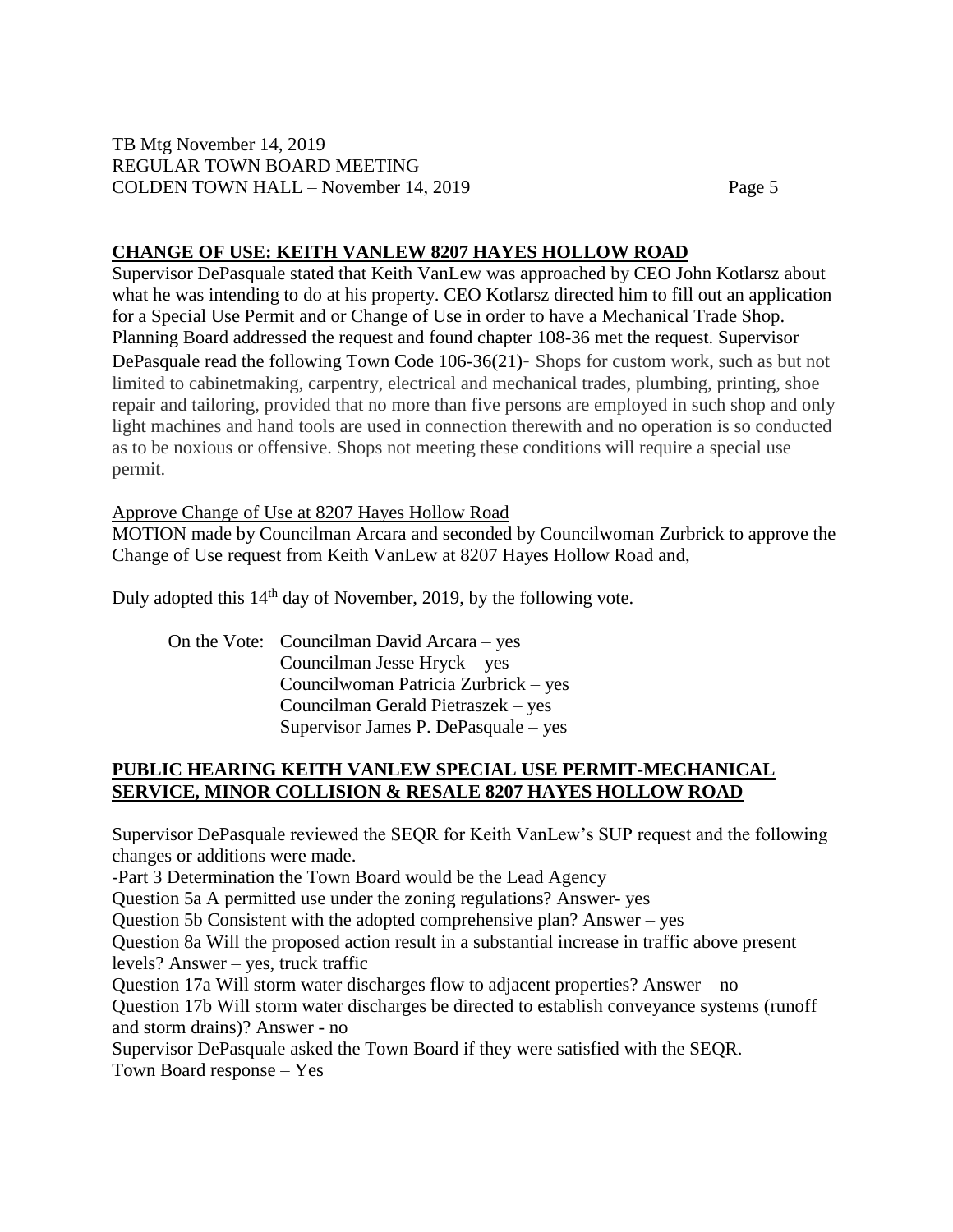## CHANGE OF USE: KEITH VANLEW 8207 HAYES HOLLOW ROAD

Supervisor DePasquale stated that Keith VanLew was approached by CEO John Kotlarsz about what he was intending to do at his property. CEO Kotlarsz directed him to fill out an application for a Special Use Permit and or Change of Use in order to have a Mechanical Trade Shop. Planning Board addressed the request and found chapter 108-36 met the request. Supervisor DePasquale read the following Town Code 106-36(21)- Shops for custom work, such as but not limited to cabinetmaking, carpentry, electrical and mechanical trades, plumbing, printing, shoe repair and tailoring, provided that no more than five persons are employed in such shop and only light machines and hand tools are used in connection therewith and no operation is so conducted as to be noxious or offensive. Shops not meeting these conditions will require a special use permit.

Approve Change of Use at 8207 Hayes Hollow Road

MOTION made by Councilman Arcara and seconded by Councilwoman Zurbrick to approve the Change of Use request from Keith VanLew at 8207 Hayes Hollow Road and,

Duly adopted this 14th day of November, 2019, by the following vote.

On the Vote: Councilman David Arcara – yes
Councilman Jesse Hryck – yes
Councilwoman Patricia Zurbrick – yes
Councilman Gerald Pietraszek – yes
Supervisor James P. DePasquale – yes

## PUBLIC HEARING KEITH VANLEW SPECIAL USE PERMIT-MECHANICAL SERVICE, MINOR COLLISION & RESALE 8207 HAYES HOLLOW ROAD

Supervisor DePasquale reviewed the SEQR for Keith VanLew's SUP request and the following changes or additions were made.

-Part 3 Determination the Town Board would be the Lead Agency

Question 5a A permitted use under the zoning regulations? Answer- yes

Question 5b Consistent with the adopted comprehensive plan? Answer – yes

Question 8a Will the proposed action result in a substantial increase in traffic above present levels? Answer – yes, truck traffic

Question 17a Will storm water discharges flow to adjacent properties? Answer – no

Question 17b Will storm water discharges be directed to establish conveyance systems (runoff and storm drains)? Answer - no

Supervisor DePasquale asked the Town Board if they were satisfied with the SEQR.

Town Board response – Yes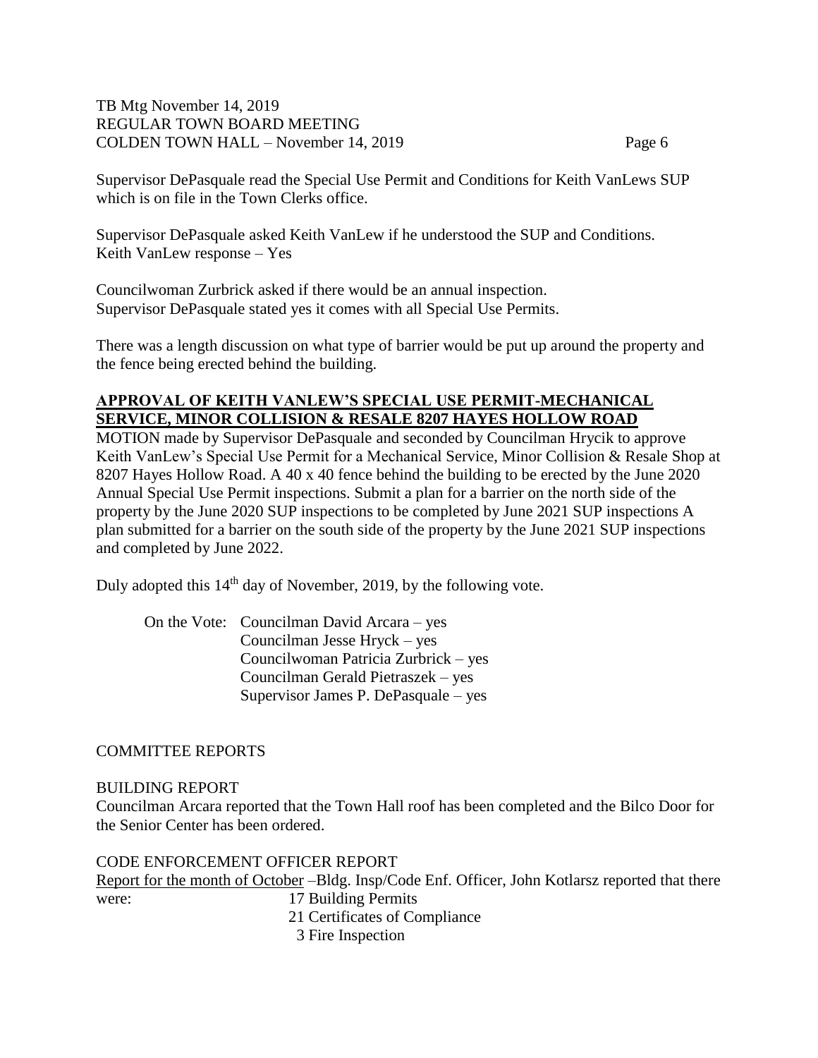Supervisor DePasquale read the Special Use Permit and Conditions for Keith VanLews SUP which is on file in the Town Clerks office.

Supervisor DePasquale asked Keith VanLew if he understood the SUP and Conditions.
Keith VanLew response – Yes

Councilwoman Zurbrick asked if there would be an annual inspection.
Supervisor DePasquale stated yes it comes with all Special Use Permits.

There was a length discussion on what type of barrier would be put up around the property and the fence being erected behind the building.

**APPROVAL OF KEITH VANLEW'S SPECIAL USE PERMIT-MECHANICAL SERVICE, MINOR COLLISION & RESALE 8207 HAYES HOLLOW ROAD**

MOTION made by Supervisor DePasquale and seconded by Councilman Hrycik to approve Keith VanLew's Special Use Permit for a Mechanical Service, Minor Collision & Resale Shop at 8207 Hayes Hollow Road. A 40 x 40 fence behind the building to be erected by the June 2020 Annual Special Use Permit inspections. Submit a plan for a barrier on the north side of the property by the June 2020 SUP inspections to be completed by June 2021 SUP inspections A plan submitted for a barrier on the south side of the property by the June 2021 SUP inspections and completed by June 2022.

Duly adopted this 14th day of November, 2019, by the following vote.

On the Vote: Councilman David Arcara – yes
Councilman Jesse Hryck – yes
Councilwoman Patricia Zurbrick – yes
Councilman Gerald Pietraszek – yes
Supervisor James P. DePasquale – yes

COMMITTEE REPORTS

BUILDING REPORT

Councilman Arcara reported that the Town Hall roof has been completed and the Bilco Door for the Senior Center has been ordered.

CODE ENFORCEMENT OFFICER REPORT

Report for the month of October –Bldg. Insp/Code Enf. Officer, John Kotlarsz reported that there were:
17 Building Permits
21 Certificates of Compliance
3 Fire Inspection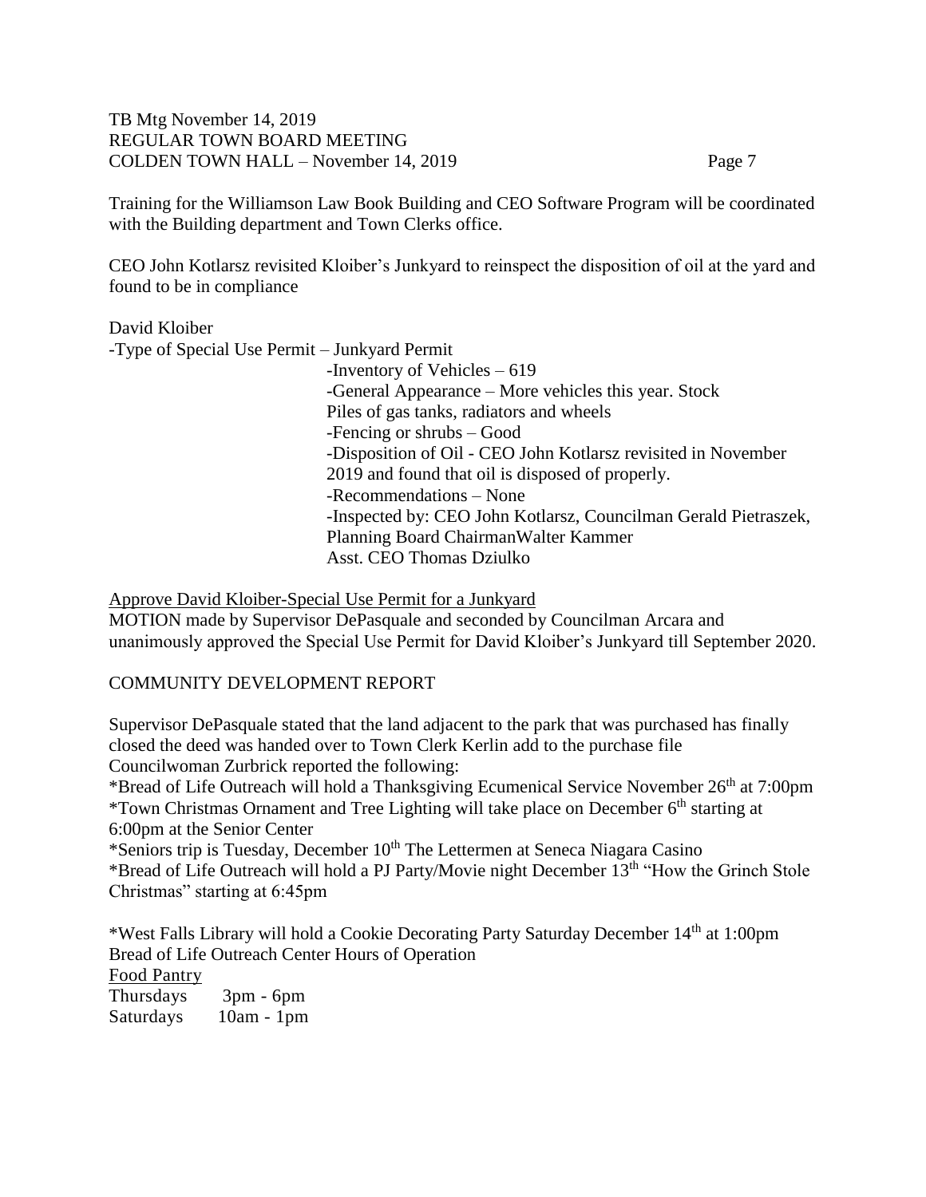Training for the Williamson Law Book Building and CEO Software Program will be coordinated with the Building department and Town Clerks office.

CEO John Kotlarsz revisited Kloiber's Junkyard to reinspect the disposition of oil at the yard and found to be in compliance

David Kloiber
-Type of Special Use Permit – Junkyard Permit
-Inventory of Vehicles – 619
-General Appearance – More vehicles this year. Stock Piles of gas tanks, radiators and wheels
-Fencing or shrubs – Good
-Disposition of Oil - CEO John Kotlarsz revisited in November 2019 and found that oil is disposed of properly.
-Recommendations – None
-Inspected by: CEO John Kotlarsz, Councilman Gerald Pietraszek, Planning Board ChairmanWalter Kammer
Asst. CEO Thomas Dziulko

Approve David Kloiber-Special Use Permit for a Junkyard
MOTION made by Supervisor DePasquale and seconded by Councilman Arcara and unanimously approved the Special Use Permit for David Kloiber's Junkyard till September 2020.

COMMUNITY DEVELOPMENT REPORT

Supervisor DePasquale stated that the land adjacent to the park that was purchased has finally closed the deed was handed over to Town Clerk Kerlin add to the purchase file
Councilwoman Zurbrick reported the following:
*Bread of Life Outreach will hold a Thanksgiving Ecumenical Service November 26th at 7:00pm
*Town Christmas Ornament and Tree Lighting will take place on December 6th starting at 6:00pm at the Senior Center
*Seniors trip is Tuesday, December 10th The Lettermen at Seneca Niagara Casino
*Bread of Life Outreach will hold a PJ Party/Movie night December 13th "How the Grinch Stole Christmas" starting at 6:45pm

*West Falls Library will hold a Cookie Decorating Party Saturday December 14th at 1:00pm
Bread of Life Outreach Center Hours of Operation
Food Pantry
Thursdays 3pm - 6pm
Saturdays 10am - 1pm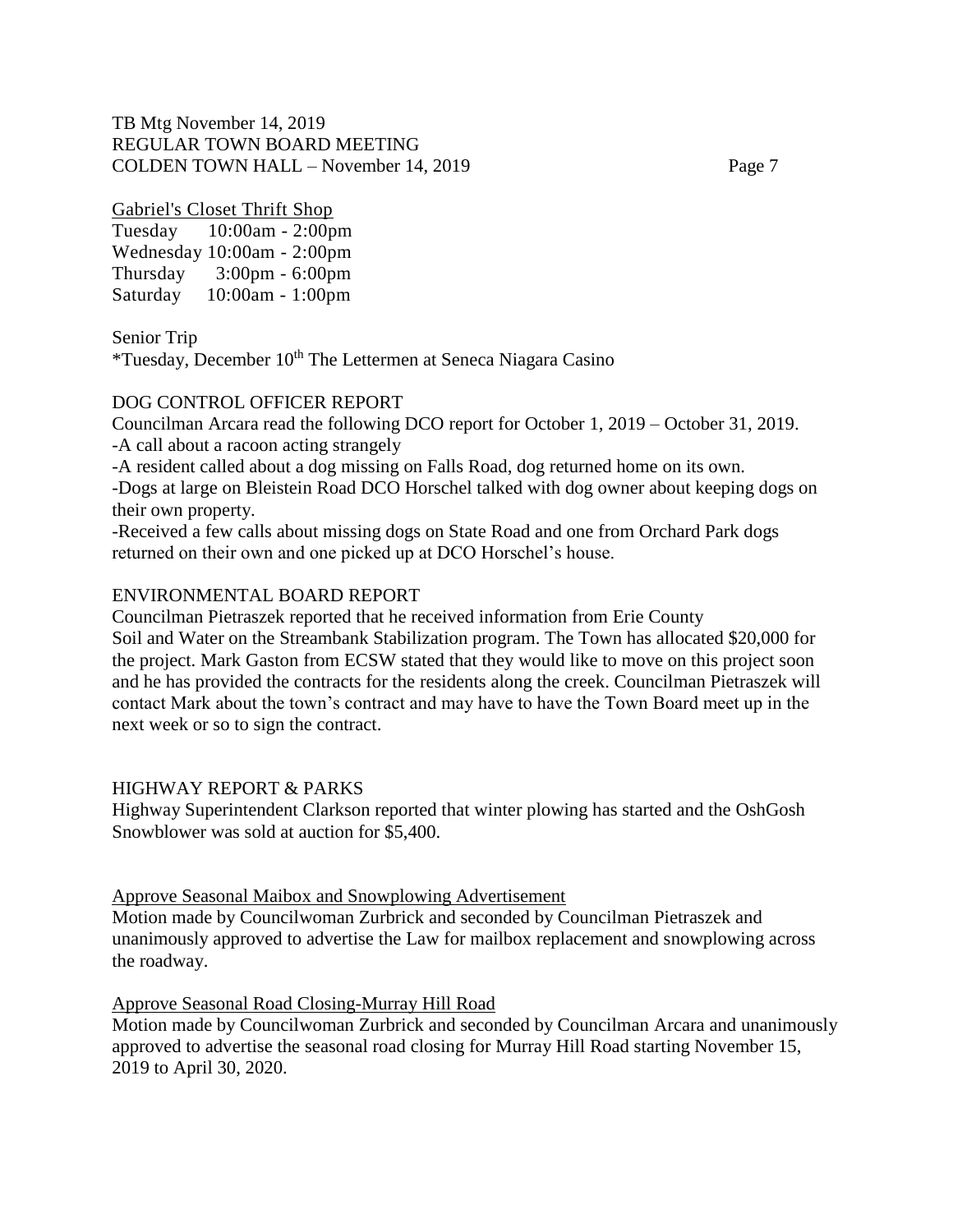Gabriel's Closet Thrift Shop

Tuesday 10:00am - 2:00pm
Wednesday 10:00am - 2:00pm
Thursday 3:00pm - 6:00pm
Saturday 10:00am - 1:00pm

Senior Trip

*Tuesday, December 10th The Lettermen at Seneca Niagara Casino

DOG CONTROL OFFICER REPORT

Councilman Arcara read the following DCO report for October 1, 2019 – October 31, 2019.

-A call about a racoon acting strangely

-A resident called about a dog missing on Falls Road, dog returned home on its own.

-Dogs at large on Bleistein Road DCO Horschel talked with dog owner about keeping dogs on their own property.

-Received a few calls about missing dogs on State Road and one from Orchard Park dogs returned on their own and one picked up at DCO Horschel's house.

ENVIRONMENTAL BOARD REPORT

Councilman Pietraszek reported that he received information from Erie County Soil and Water on the Streambank Stabilization program. The Town has allocated $20,000 for the project. Mark Gaston from ECSW stated that they would like to move on this project soon and he has provided the contracts for the residents along the creek. Councilman Pietraszek will contact Mark about the town's contract and may have to have the Town Board meet up in the next week or so to sign the contract.

HIGHWAY REPORT & PARKS

Highway Superintendent Clarkson reported that winter plowing has started and the OshGosh Snowblower was sold at auction for $5,400.

Approve Seasonal Maibox and Snowplowing Advertisement

Motion made by Councilwoman Zurbrick and seconded by Councilman Pietraszek and unanimously approved to advertise the Law for mailbox replacement and snowplowing across the roadway.

Approve Seasonal Road Closing-Murray Hill Road

Motion made by Councilwoman Zurbrick and seconded by Councilman Arcara and unanimously approved to advertise the seasonal road closing for Murray Hill Road starting November 15, 2019 to April 30, 2020.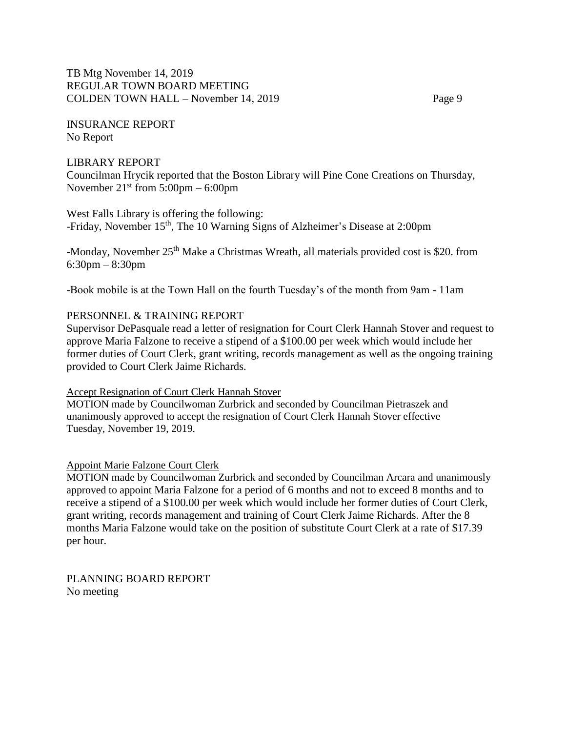INSURANCE REPORT
No Report

LIBRARY REPORT
Councilman Hrycik reported that the Boston Library will Pine Cone Creations on Thursday, November 21st from 5:00pm – 6:00pm

West Falls Library is offering the following:
-Friday, November 15th, The 10 Warning Signs of Alzheimer's Disease at 2:00pm

-Monday, November 25th Make a Christmas Wreath, all materials provided cost is $20. from 6:30pm – 8:30pm

-Book mobile is at the Town Hall on the fourth Tuesday's of the month from 9am - 11am

PERSONNEL & TRAINING REPORT
Supervisor DePasquale read a letter of resignation for Court Clerk Hannah Stover and request to approve Maria Falzone to receive a stipend of a $100.00 per week which would include her former duties of Court Clerk, grant writing, records management as well as the ongoing training provided to Court Clerk Jaime Richards.

<u>Accept Resignation of Court Clerk Hannah Stover</u>
MOTION made by Councilwoman Zurbrick and seconded by Councilman Pietraszek and unanimously approved to accept the resignation of Court Clerk Hannah Stover effective Tuesday, November 19, 2019.

<u>Appoint Marie Falzone Court Clerk</u>
MOTION made by Councilwoman Zurbrick and seconded by Councilman Arcara and unanimously approved to appoint Maria Falzone for a period of 6 months and not to exceed 8 months and to receive a stipend of a $100.00 per week which would include her former duties of Court Clerk, grant writing, records management and training of Court Clerk Jaime Richards. After the 8 months Maria Falzone would take on the position of substitute Court Clerk at a rate of $17.39 per hour.

PLANNING BOARD REPORT
No meeting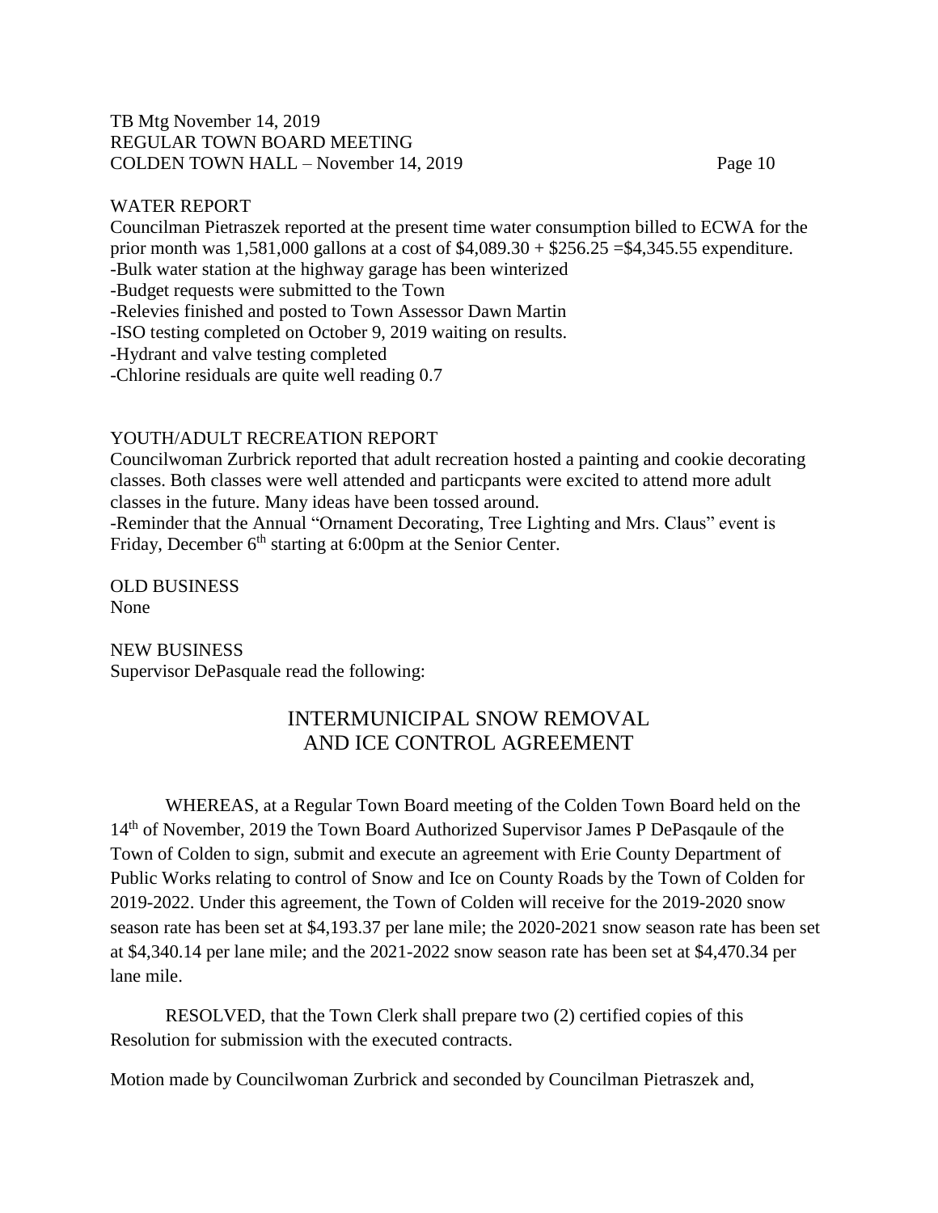WATER REPORT

Councilman Pietraszek reported at the present time water consumption billed to ECWA for the prior month was 1,581,000 gallons at a cost of $4,089.30 + $256.25 =$4,345.55 expenditure.

-Bulk water station at the highway garage has been winterized

-Budget requests were submitted to the Town

-Relevies finished and posted to Town Assessor Dawn Martin

-ISO testing completed on October 9, 2019 waiting on results.

-Hydrant and valve testing completed

-Chlorine residuals are quite well reading 0.7

YOUTH/ADULT RECREATION REPORT

Councilwoman Zurbrick reported that adult recreation hosted a painting and cookie decorating classes. Both classes were well attended and particpants were excited to attend more adult classes in the future. Many ideas have been tossed around.

-Reminder that the Annual "Ornament Decorating, Tree Lighting and Mrs. Claus" event is Friday, December 6th starting at 6:00pm at the Senior Center.

OLD BUSINESS

None

NEW BUSINESS

Supervisor DePasquale read the following:

## INTERMUNICIPAL SNOW REMOVAL AND ICE CONTROL AGREEMENT

WHEREAS, at a Regular Town Board meeting of the Colden Town Board held on the 14th of November, 2019 the Town Board Authorized Supervisor James P DePasqaule of the Town of Colden to sign, submit and execute an agreement with Erie County Department of Public Works relating to control of Snow and Ice on County Roads by the Town of Colden for 2019-2022. Under this agreement, the Town of Colden will receive for the 2019-2020 snow season rate has been set at $4,193.37 per lane mile; the 2020-2021 snow season rate has been set at $4,340.14 per lane mile; and the 2021-2022 snow season rate has been set at $4,470.34 per lane mile.

RESOLVED, that the Town Clerk shall prepare two (2) certified copies of this Resolution for submission with the executed contracts.

Motion made by Councilwoman Zurbrick and seconded by Councilman Pietraszek and,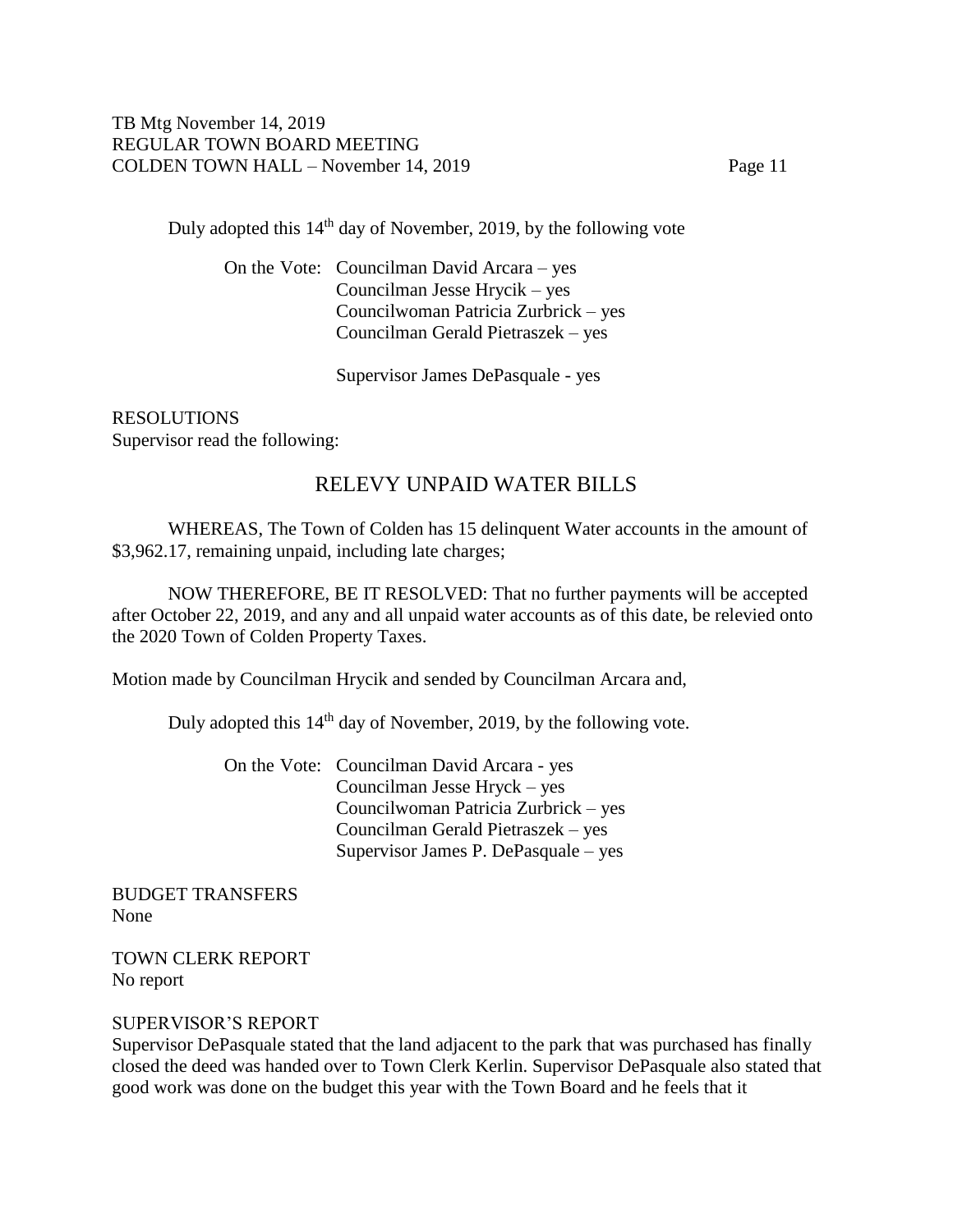Duly adopted this 14th day of November, 2019, by the following vote

On the Vote: Councilman David Arcara – yes
Councilman Jesse Hrycik – yes
Councilwoman Patricia Zurbrick – yes
Councilman Gerald Pietraszek – yes

Supervisor James DePasquale - yes

RESOLUTIONS
Supervisor read the following:

## RELEVY UNPAID WATER BILLS

WHEREAS, The Town of Colden has 15 delinquent Water accounts in the amount of \$3,962.17, remaining unpaid, including late charges;

NOW THEREFORE, BE IT RESOLVED: That no further payments will be accepted after October 22, 2019, and any and all unpaid water accounts as of this date, be relevied onto the 2020 Town of Colden Property Taxes.

Motion made by Councilman Hrycik and sended by Councilman Arcara and,

Duly adopted this 14th day of November, 2019, by the following vote.

On the Vote: Councilman David Arcara - yes
Councilman Jesse Hryck – yes
Councilwoman Patricia Zurbrick – yes
Councilman Gerald Pietraszek – yes
Supervisor James P. DePasquale – yes

BUDGET TRANSFERS
None

TOWN CLERK REPORT
No report

SUPERVISOR'S REPORT
Supervisor DePasquale stated that the land adjacent to the park that was purchased has finally closed the deed was handed over to Town Clerk Kerlin. Supervisor DePasquale also stated that good work was done on the budget this year with the Town Board and he feels that it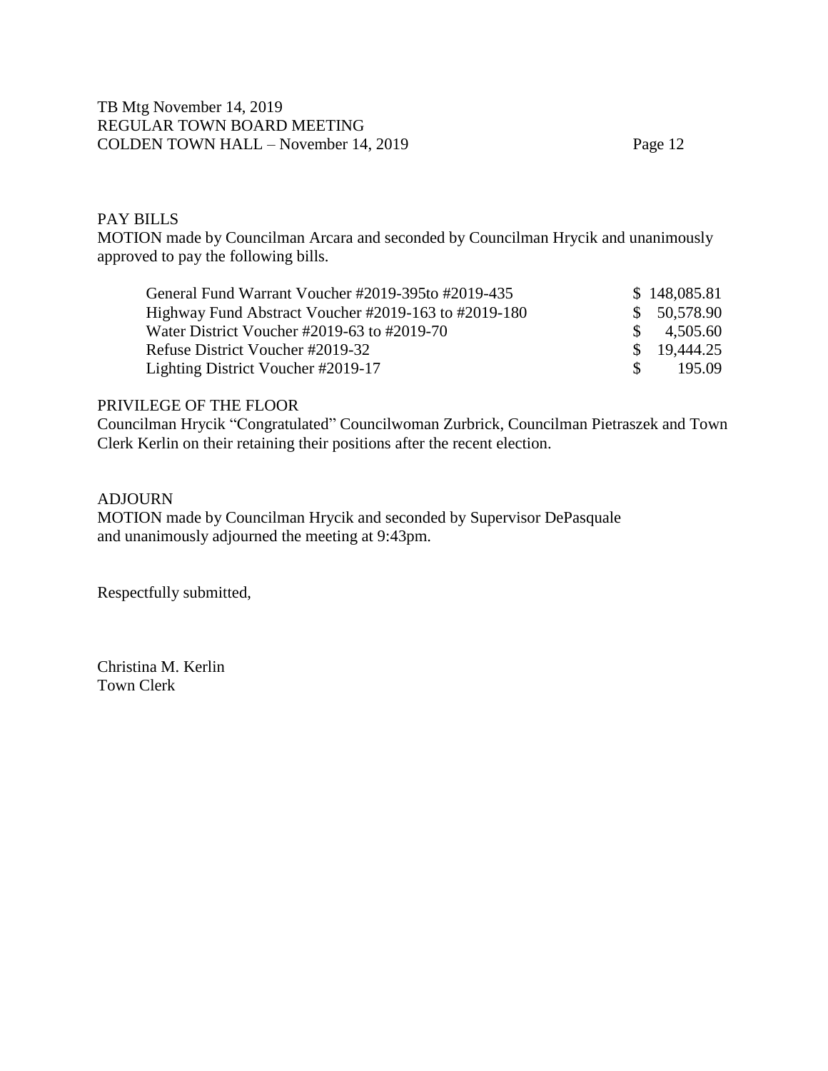PAY BILLS

MOTION made by Councilman Arcara and seconded by Councilman Hrycik and unanimously approved to pay the following bills.

| | |
|---|---|
| General Fund Warrant Voucher #2019-395to #2019-435 | $ 148,085.81 |
| Highway Fund Abstract Voucher #2019-163 to #2019-180 | $ 50,578.90 |
| Water District Voucher #2019-63 to #2019-70 | $ 4,505.60 |
| Refuse District Voucher #2019-32 | $ 19,444.25 |
| Lighting District Voucher #2019-17 | $ 195.09 |

PRIVILEGE OF THE FLOOR

Councilman Hrycik "Congratulated" Councilwoman Zurbrick, Councilman Pietraszek and Town Clerk Kerlin on their retaining their positions after the recent election.

ADJOURN

MOTION made by Councilman Hrycik and seconded by Supervisor DePasquale and unanimously adjourned the meeting at 9:43pm.

Respectfully submitted,

Christina M. Kerlin
Town Clerk